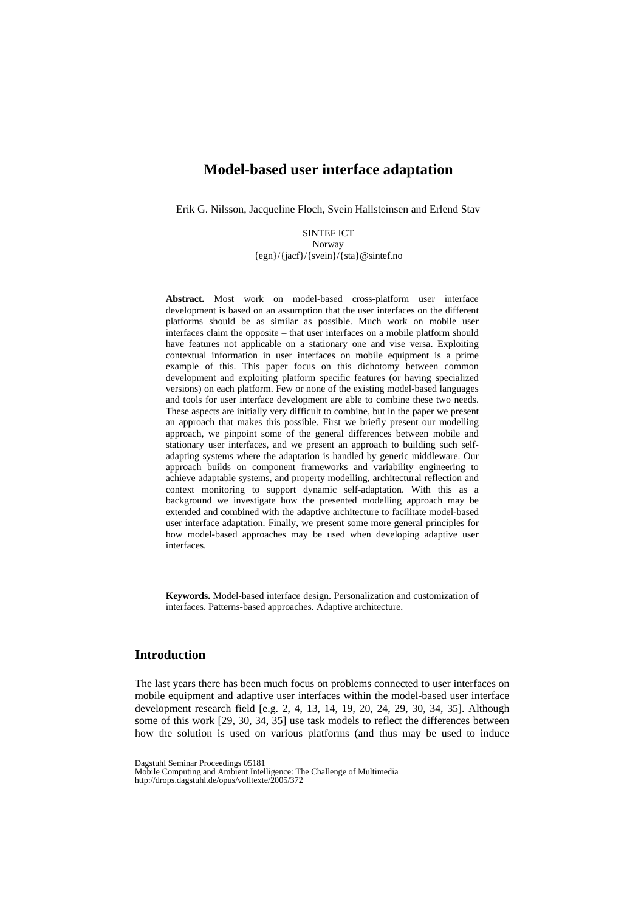# Model-based user interface adaptation

Erik G. Nilsson, Jacqueline Floch, Svein Hallsteinsen and Erlend Stav

SINTEF ICT
Norway
{egn}/{jacf}/{svein}/{sta}@sintef.no

**Abstract.** Most work on model-based cross-platform user interface development is based on an assumption that the user interfaces on the different platforms should be as similar as possible. Much work on mobile user interfaces claim the opposite – that user interfaces on a mobile platform should have features not applicable on a stationary one and vise versa. Exploiting contextual information in user interfaces on mobile equipment is a prime example of this. This paper focus on this dichotomy between common development and exploiting platform specific features (or having specialized versions) on each platform. Few or none of the existing model-based languages and tools for user interface development are able to combine these two needs. These aspects are initially very difficult to combine, but in the paper we present an approach that makes this possible. First we briefly present our modelling approach, we pinpoint some of the general differences between mobile and stationary user interfaces, and we present an approach to building such self-adapting systems where the adaptation is handled by generic middleware. Our approach builds on component frameworks and variability engineering to achieve adaptable systems, and property modelling, architectural reflection and context monitoring to support dynamic self-adaptation. With this as a background we investigate how the presented modelling approach may be extended and combined with the adaptive architecture to facilitate model-based user interface adaptation. Finally, we present some more general principles for how model-based approaches may be used when developing adaptive user interfaces.

**Keywords.** Model-based interface design. Personalization and customization of interfaces. Patterns-based approaches. Adaptive architecture.

## Introduction

The last years there has been much focus on problems connected to user interfaces on mobile equipment and adaptive user interfaces within the model-based user interface development research field [e.g. 2, 4, 13, 14, 19, 20, 24, 29, 30, 34, 35]. Although some of this work [29, 30, 34, 35] use task models to reflect the differences between how the solution is used on various platforms (and thus may be used to induce

Dagstuhl Seminar Proceedings 05181
Mobile Computing and Ambient Intelligence: The Challenge of Multimedia
http://drops.dagstuhl.de/opus/volltexte/2005/372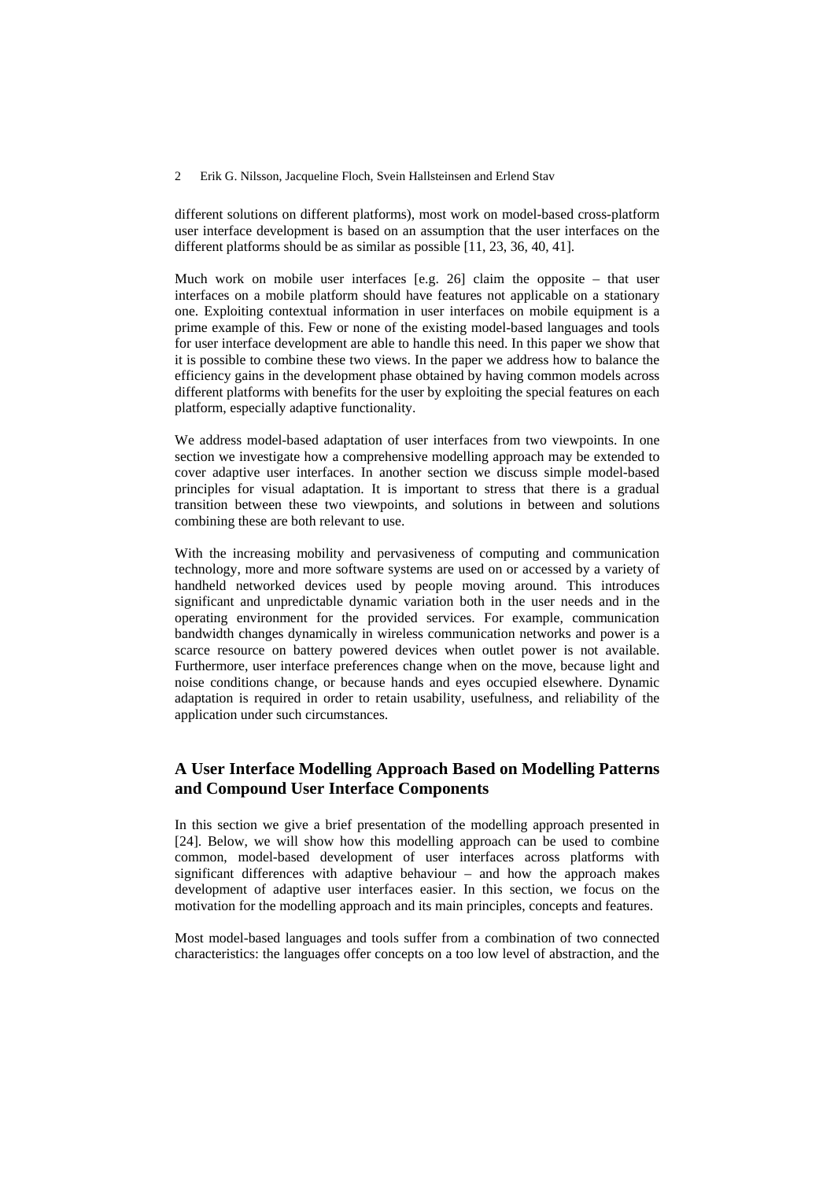different solutions on different platforms), most work on model-based cross-platform user interface development is based on an assumption that the user interfaces on the different platforms should be as similar as possible [11, 23, 36, 40, 41].

Much work on mobile user interfaces [e.g. 26] claim the opposite – that user interfaces on a mobile platform should have features not applicable on a stationary one. Exploiting contextual information in user interfaces on mobile equipment is a prime example of this. Few or none of the existing model-based languages and tools for user interface development are able to handle this need. In this paper we show that it is possible to combine these two views. In the paper we address how to balance the efficiency gains in the development phase obtained by having common models across different platforms with benefits for the user by exploiting the special features on each platform, especially adaptive functionality.

We address model-based adaptation of user interfaces from two viewpoints. In one section we investigate how a comprehensive modelling approach may be extended to cover adaptive user interfaces. In another section we discuss simple model-based principles for visual adaptation. It is important to stress that there is a gradual transition between these two viewpoints, and solutions in between and solutions combining these are both relevant to use.

With the increasing mobility and pervasiveness of computing and communication technology, more and more software systems are used on or accessed by a variety of handheld networked devices used by people moving around. This introduces significant and unpredictable dynamic variation both in the user needs and in the operating environment for the provided services. For example, communication bandwidth changes dynamically in wireless communication networks and power is a scarce resource on battery powered devices when outlet power is not available. Furthermore, user interface preferences change when on the move, because light and noise conditions change, or because hands and eyes occupied elsewhere. Dynamic adaptation is required in order to retain usability, usefulness, and reliability of the application under such circumstances.

## A User Interface Modelling Approach Based on Modelling Patterns and Compound User Interface Components

In this section we give a brief presentation of the modelling approach presented in [24]. Below, we will show how this modelling approach can be used to combine common, model-based development of user interfaces across platforms with significant differences with adaptive behaviour – and how the approach makes development of adaptive user interfaces easier. In this section, we focus on the motivation for the modelling approach and its main principles, concepts and features.

Most model-based languages and tools suffer from a combination of two connected characteristics: the languages offer concepts on a too low level of abstraction, and the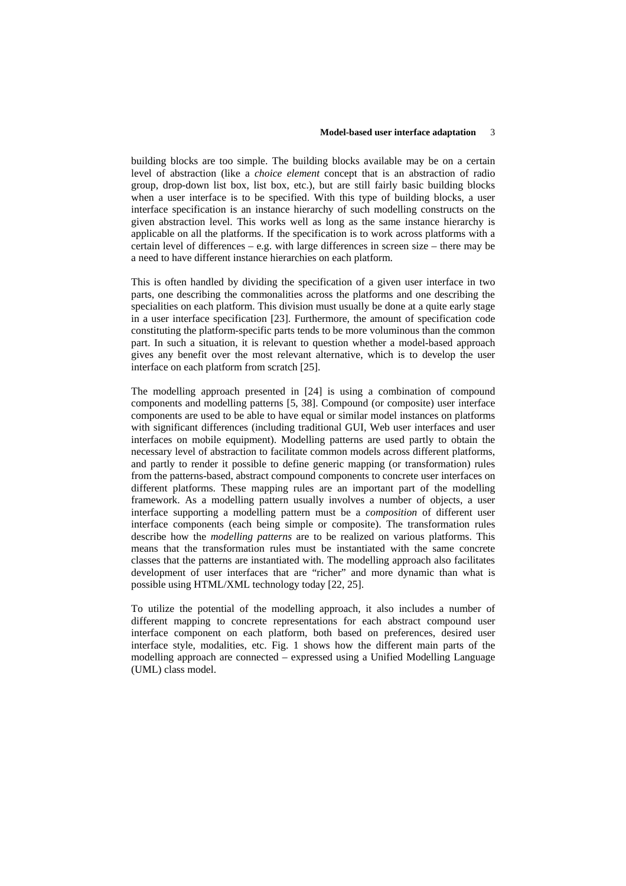building blocks are too simple. The building blocks available may be on a certain level of abstraction (like a *choice element* concept that is an abstraction of radio group, drop-down list box, list box, etc.), but are still fairly basic building blocks when a user interface is to be specified. With this type of building blocks, a user interface specification is an instance hierarchy of such modelling constructs on the given abstraction level. This works well as long as the same instance hierarchy is applicable on all the platforms. If the specification is to work across platforms with a certain level of differences – e.g. with large differences in screen size – there may be a need to have different instance hierarchies on each platform.

This is often handled by dividing the specification of a given user interface in two parts, one describing the commonalities across the platforms and one describing the specialities on each platform. This division must usually be done at a quite early stage in a user interface specification [23]. Furthermore, the amount of specification code constituting the platform-specific parts tends to be more voluminous than the common part. In such a situation, it is relevant to question whether a model-based approach gives any benefit over the most relevant alternative, which is to develop the user interface on each platform from scratch [25].

The modelling approach presented in [24] is using a combination of compound components and modelling patterns [5, 38]. Compound (or composite) user interface components are used to be able to have equal or similar model instances on platforms with significant differences (including traditional GUI, Web user interfaces and user interfaces on mobile equipment). Modelling patterns are used partly to obtain the necessary level of abstraction to facilitate common models across different platforms, and partly to render it possible to define generic mapping (or transformation) rules from the patterns-based, abstract compound components to concrete user interfaces on different platforms. These mapping rules are an important part of the modelling framework. As a modelling pattern usually involves a number of objects, a user interface supporting a modelling pattern must be a *composition* of different user interface components (each being simple or composite). The transformation rules describe how the *modelling patterns* are to be realized on various platforms. This means that the transformation rules must be instantiated with the same concrete classes that the patterns are instantiated with. The modelling approach also facilitates development of user interfaces that are "richer" and more dynamic than what is possible using HTML/XML technology today [22, 25].

To utilize the potential of the modelling approach, it also includes a number of different mapping to concrete representations for each abstract compound user interface component on each platform, both based on preferences, desired user interface style, modalities, etc. Fig. 1 shows how the different main parts of the modelling approach are connected – expressed using a Unified Modelling Language (UML) class model.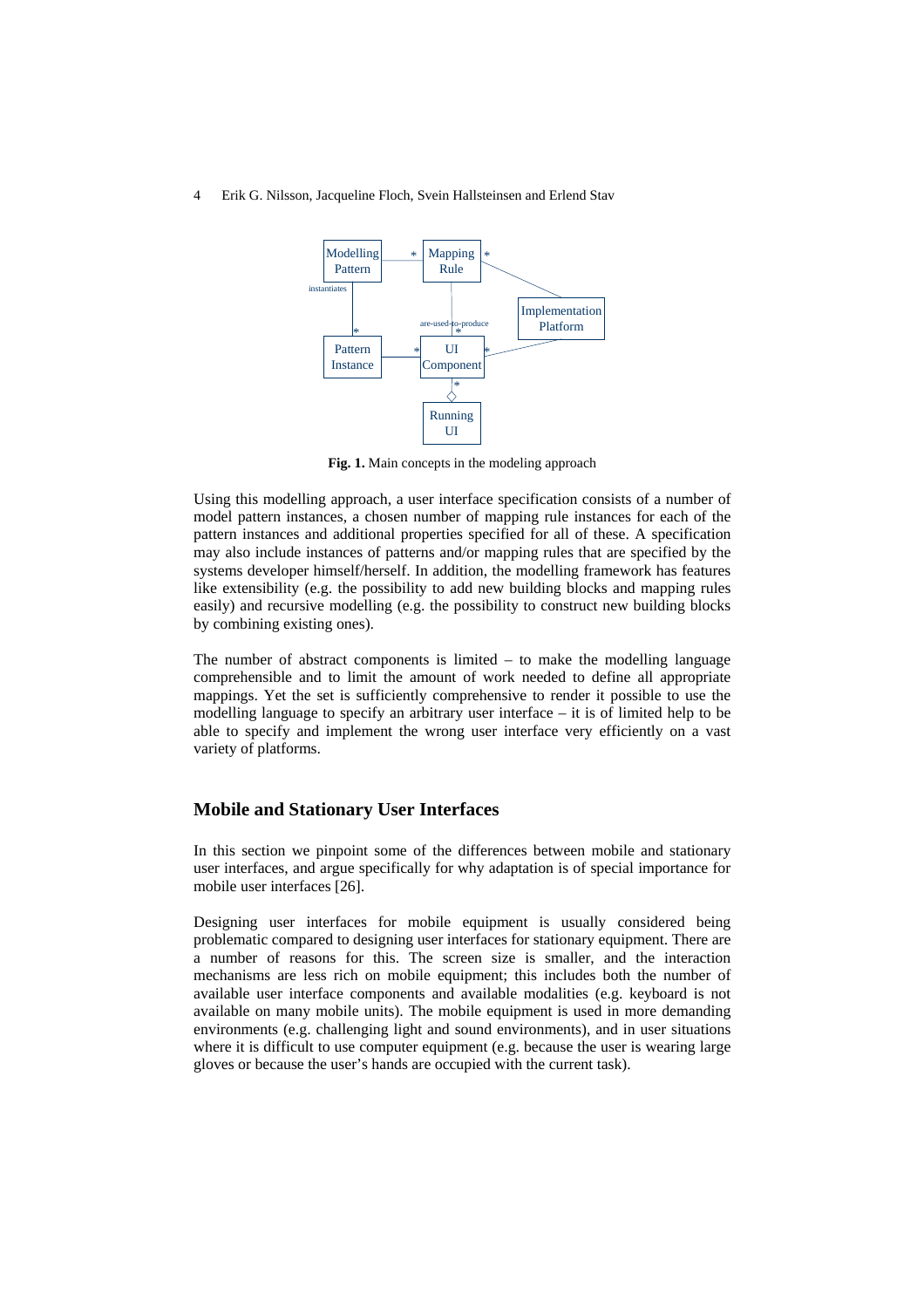**Fig. 1.** Main concepts in the modeling approach

Using this modelling approach, a user interface specification consists of a number of model pattern instances, a chosen number of mapping rule instances for each of the pattern instances and additional properties specified for all of these. A specification may also include instances of patterns and/or mapping rules that are specified by the systems developer himself/herself. In addition, the modelling framework has features like extensibility (e.g. the possibility to add new building blocks and mapping rules easily) and recursive modelling (e.g. the possibility to construct new building blocks by combining existing ones).

The number of abstract components is limited – to make the modelling language comprehensible and to limit the amount of work needed to define all appropriate mappings. Yet the set is sufficiently comprehensive to render it possible to use the modelling language to specify an arbitrary user interface – it is of limited help to be able to specify and implement the wrong user interface very efficiently on a vast variety of platforms.

## Mobile and Stationary User Interfaces

In this section we pinpoint some of the differences between mobile and stationary user interfaces, and argue specifically for why adaptation is of special importance for mobile user interfaces [26].

Designing user interfaces for mobile equipment is usually considered being problematic compared to designing user interfaces for stationary equipment. There are a number of reasons for this. The screen size is smaller, and the interaction mechanisms are less rich on mobile equipment; this includes both the number of available user interface components and available modalities (e.g. keyboard is not available on many mobile units). The mobile equipment is used in more demanding environments (e.g. challenging light and sound environments), and in user situations where it is difficult to use computer equipment (e.g. because the user is wearing large gloves or because the user's hands are occupied with the current task).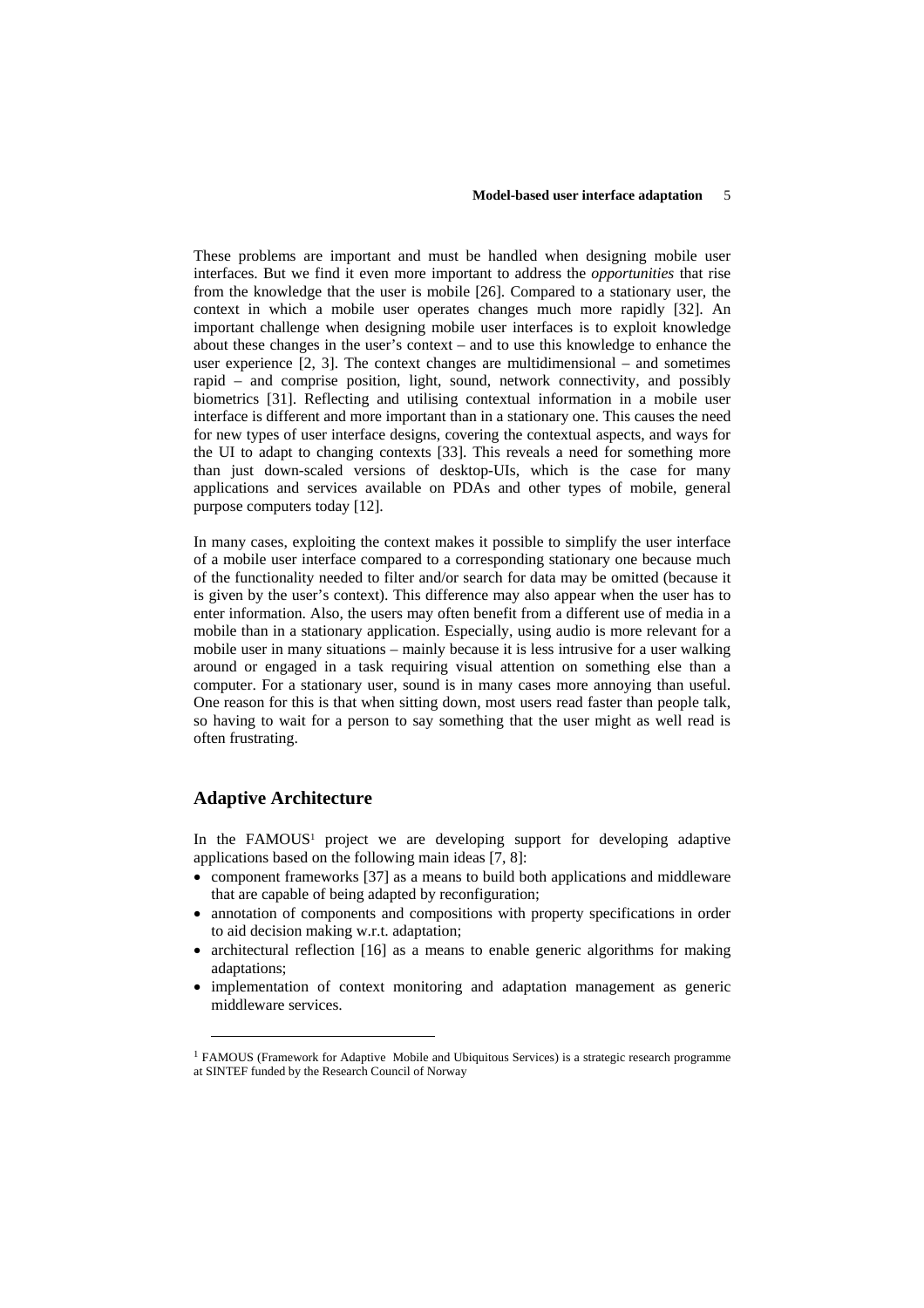These problems are important and must be handled when designing mobile user interfaces. But we find it even more important to address the *opportunities* that rise from the knowledge that the user is mobile [26]. Compared to a stationary user, the context in which a mobile user operates changes much more rapidly [32]. An important challenge when designing mobile user interfaces is to exploit knowledge about these changes in the user's context – and to use this knowledge to enhance the user experience [2, 3]. The context changes are multidimensional – and sometimes rapid – and comprise position, light, sound, network connectivity, and possibly biometrics [31]. Reflecting and utilising contextual information in a mobile user interface is different and more important than in a stationary one. This causes the need for new types of user interface designs, covering the contextual aspects, and ways for the UI to adapt to changing contexts [33]. This reveals a need for something more than just down-scaled versions of desktop-UIs, which is the case for many applications and services available on PDAs and other types of mobile, general purpose computers today [12].

In many cases, exploiting the context makes it possible to simplify the user interface of a mobile user interface compared to a corresponding stationary one because much of the functionality needed to filter and/or search for data may be omitted (because it is given by the user's context). This difference may also appear when the user has to enter information. Also, the users may often benefit from a different use of media in a mobile than in a stationary application. Especially, using audio is more relevant for a mobile user in many situations – mainly because it is less intrusive for a user walking around or engaged in a task requiring visual attention on something else than a computer. For a stationary user, sound is in many cases more annoying than useful. One reason for this is that when sitting down, most users read faster than people talk, so having to wait for a person to say something that the user might as well read is often frustrating.

## Adaptive Architecture

In the FAMOUS[1] project we are developing support for developing adaptive applications based on the following main ideas [7, 8]:

- component frameworks [37] as a means to build both applications and middleware that are capable of being adapted by reconfiguration;
- annotation of components and compositions with property specifications in order to aid decision making w.r.t. adaptation;
- architectural reflection [16] as a means to enable generic algorithms for making adaptations;
- implementation of context monitoring and adaptation management as generic middleware services.

[1] FAMOUS (Framework for Adaptive Mobile and Ubiquitous Services) is a strategic research programme at SINTEF funded by the Research Council of Norway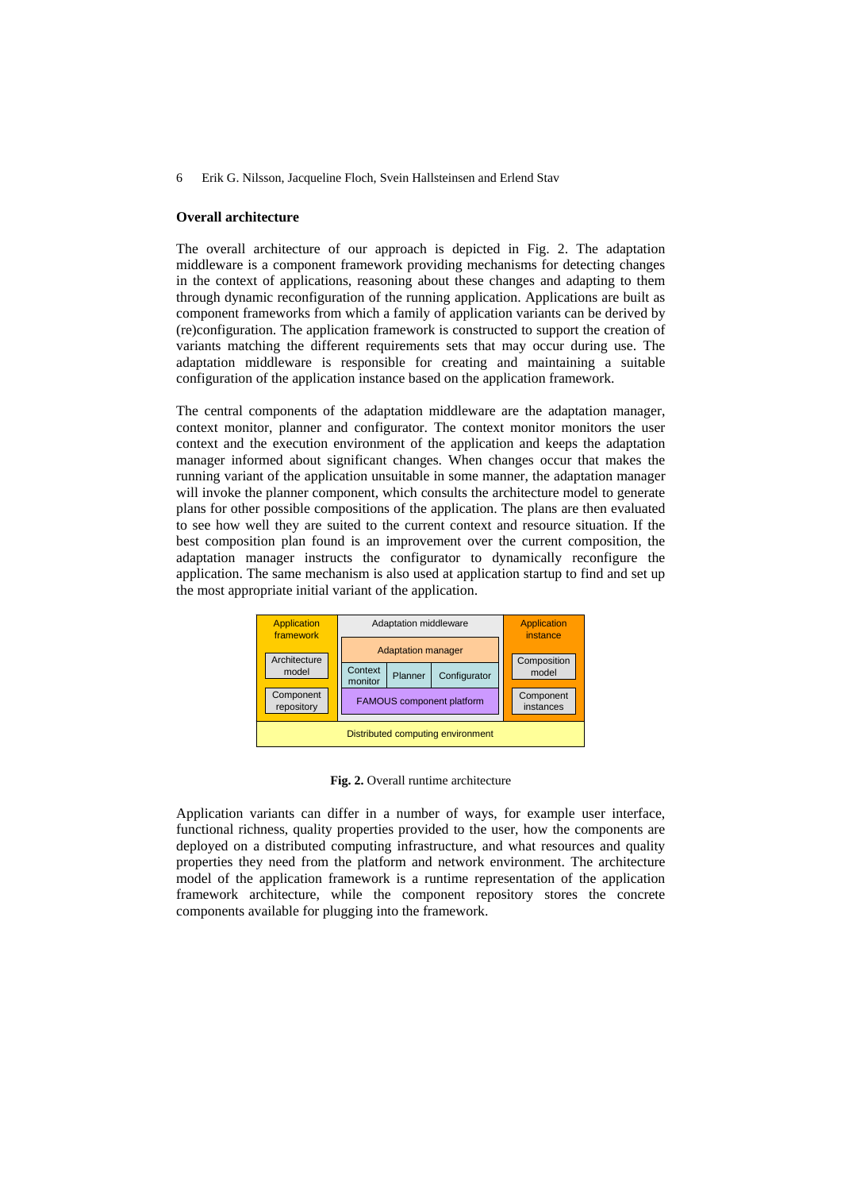### Overall architecture

The overall architecture of our approach is depicted in Fig. 2. The adaptation middleware is a component framework providing mechanisms for detecting changes in the context of applications, reasoning about these changes and adapting to them through dynamic reconfiguration of the running application. Applications are built as component frameworks from which a family of application variants can be derived by (re)configuration. The application framework is constructed to support the creation of variants matching the different requirements sets that may occur during use. The adaptation middleware is responsible for creating and maintaining a suitable configuration of the application instance based on the application framework.

The central components of the adaptation middleware are the adaptation manager, context monitor, planner and configurator. The context monitor monitors the user context and the execution environment of the application and keeps the adaptation manager informed about significant changes. When changes occur that makes the running variant of the application unsuitable in some manner, the adaptation manager will invoke the planner component, which consults the architecture model to generate plans for other possible compositions of the application. The plans are then evaluated to see how well they are suited to the current context and resource situation. If the best composition plan found is an improvement over the current composition, the adaptation manager instructs the configurator to dynamically reconfigure the application. The same mechanism is also used at application startup to find and set up the most appropriate initial variant of the application.

| Application framework | Adaptation middleware | | | Application instance |
|---|---|---|---|---|
| | Adaptation manager | | | |
| Architecture model | Context monitor | Planner | Configurator | Composition model |
| Component repository | FAMOUS component platform | | | Component instances |
| Distributed computing environment | | | | |

**Fig. 2.** Overall runtime architecture

Application variants can differ in a number of ways, for example user interface, functional richness, quality properties provided to the user, how the components are deployed on a distributed computing infrastructure, and what resources and quality properties they need from the platform and network environment. The architecture model of the application framework is a runtime representation of the application framework architecture, while the component repository stores the concrete components available for plugging into the framework.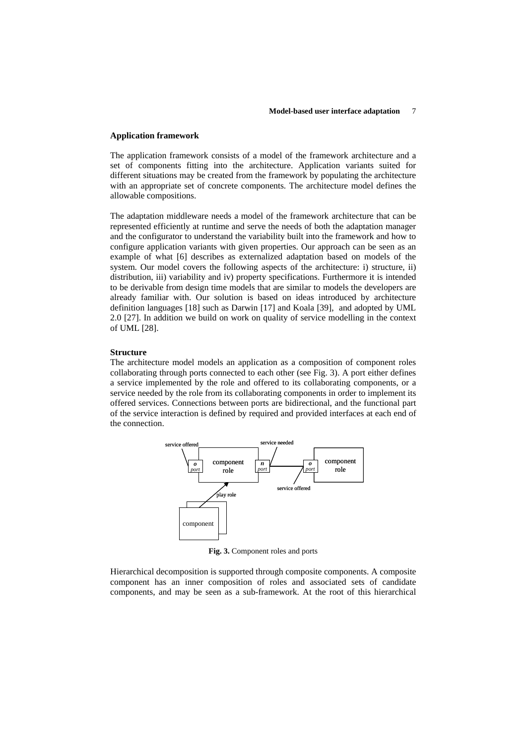### Application framework

The application framework consists of a model of the framework architecture and a set of components fitting into the architecture. Application variants suited for different situations may be created from the framework by populating the architecture with an appropriate set of concrete components. The architecture model defines the allowable compositions.

The adaptation middleware needs a model of the framework architecture that can be represented efficiently at runtime and serve the needs of both the adaptation manager and the configurator to understand the variability built into the framework and how to configure application variants with given properties. Our approach can be seen as an example of what [6] describes as externalized adaptation based on models of the system. Our model covers the following aspects of the architecture: i) structure, ii) distribution, iii) variability and iv) property specifications. Furthermore it is intended to be derivable from design time models that are similar to models the developers are already familiar with. Our solution is based on ideas introduced by architecture definition languages [18] such as Darwin [17] and Koala [39], and adopted by UML 2.0 [27]. In addition we build on work on quality of service modelling in the context of UML [28].

#### Structure

The architecture model models an application as a composition of component roles collaborating through ports connected to each other (see Fig. 3). A port either defines a service implemented by the role and offered to its collaborating components, or a service needed by the role from its collaborating components in order to implement its offered services. Connections between ports are bidirectional, and the functional part of the service interaction is defined by required and provided interfaces at each end of the connection.

**Fig. 3.** Component roles and ports

Hierarchical decomposition is supported through composite components. A composite component has an inner composition of roles and associated sets of candidate components, and may be seen as a sub-framework. At the root of this hierarchical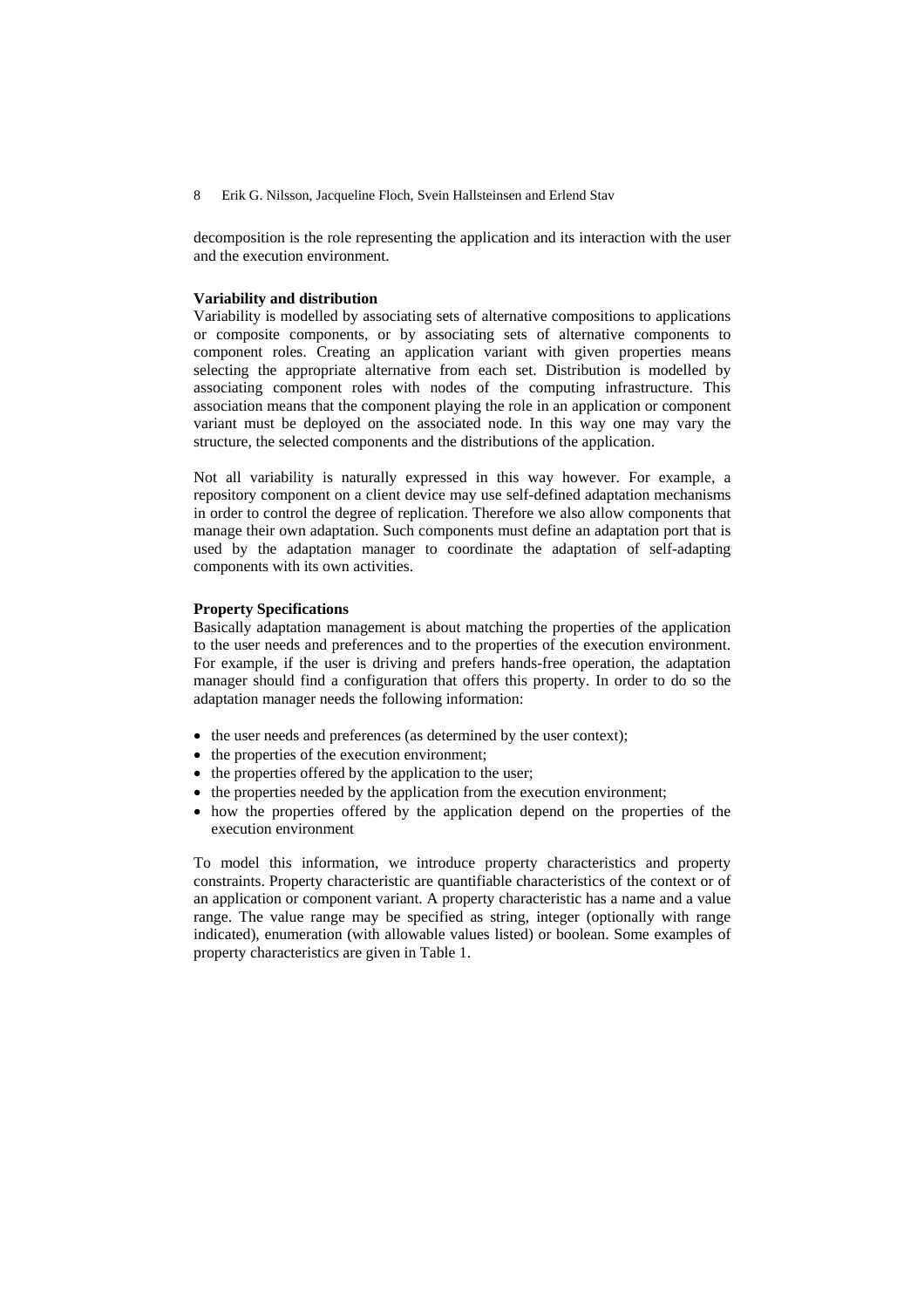decomposition is the role representing the application and its interaction with the user and the execution environment.

**Variability and distribution**

Variability is modelled by associating sets of alternative compositions to applications or composite components, or by associating sets of alternative components to component roles. Creating an application variant with given properties means selecting the appropriate alternative from each set. Distribution is modelled by associating component roles with nodes of the computing infrastructure. This association means that the component playing the role in an application or component variant must be deployed on the associated node. In this way one may vary the structure, the selected components and the distributions of the application.

Not all variability is naturally expressed in this way however. For example, a repository component on a client device may use self-defined adaptation mechanisms in order to control the degree of replication. Therefore we also allow components that manage their own adaptation. Such components must define an adaptation port that is used by the adaptation manager to coordinate the adaptation of self-adapting components with its own activities.

**Property Specifications**

Basically adaptation management is about matching the properties of the application to the user needs and preferences and to the properties of the execution environment. For example, if the user is driving and prefers hands-free operation, the adaptation manager should find a configuration that offers this property. In order to do so the adaptation manager needs the following information:

- the user needs and preferences (as determined by the user context);
- the properties of the execution environment;
- the properties offered by the application to the user;
- the properties needed by the application from the execution environment;
- how the properties offered by the application depend on the properties of the execution environment

To model this information, we introduce property characteristics and property constraints. Property characteristic are quantifiable characteristics of the context or of an application or component variant. A property characteristic has a name and a value range. The value range may be specified as string, integer (optionally with range indicated), enumeration (with allowable values listed) or boolean. Some examples of property characteristics are given in Table 1.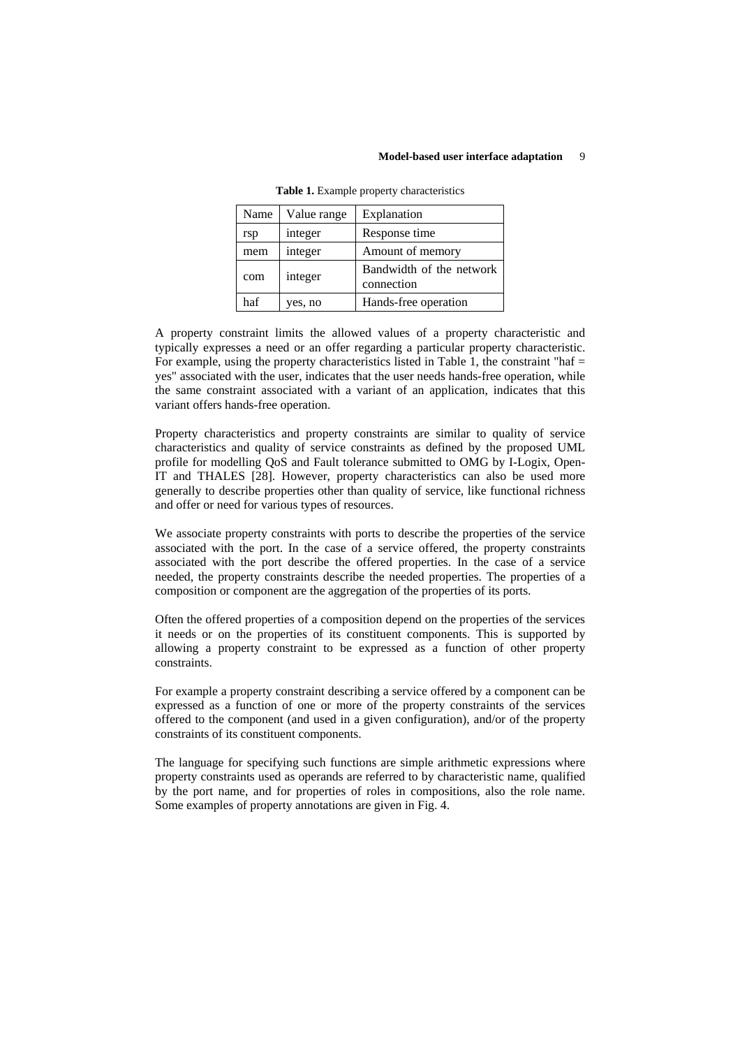**Table 1.** Example property characteristics

| Name | Value range | Explanation |
|---|---|---|
| rsp | integer | Response time |
| mem | integer | Amount of memory |
| com | integer | Bandwidth of the network connection |
| haf | yes, no | Hands-free operation |

A property constraint limits the allowed values of a property characteristic and typically expresses a need or an offer regarding a particular property characteristic. For example, using the property characteristics listed in Table 1, the constraint "haf = yes" associated with the user, indicates that the user needs hands-free operation, while the same constraint associated with a variant of an application, indicates that this variant offers hands-free operation.

Property characteristics and property constraints are similar to quality of service characteristics and quality of service constraints as defined by the proposed UML profile for modelling QoS and Fault tolerance submitted to OMG by I-Logix, Open-IT and THALES [28]. However, property characteristics can also be used more generally to describe properties other than quality of service, like functional richness and offer or need for various types of resources.

We associate property constraints with ports to describe the properties of the service associated with the port. In the case of a service offered, the property constraints associated with the port describe the offered properties. In the case of a service needed, the property constraints describe the needed properties. The properties of a composition or component are the aggregation of the properties of its ports.

Often the offered properties of a composition depend on the properties of the services it needs or on the properties of its constituent components. This is supported by allowing a property constraint to be expressed as a function of other property constraints.

For example a property constraint describing a service offered by a component can be expressed as a function of one or more of the property constraints of the services offered to the component (and used in a given configuration), and/or of the property constraints of its constituent components.

The language for specifying such functions are simple arithmetic expressions where property constraints used as operands are referred to by characteristic name, qualified by the port name, and for properties of roles in compositions, also the role name. Some examples of property annotations are given in Fig. 4.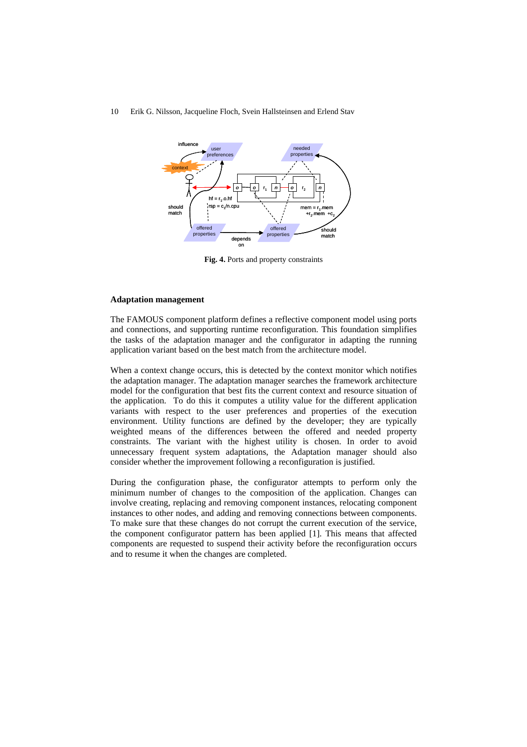**Fig. 4.** Ports and property constraints

**Adaptation management**

The FAMOUS component platform defines a reflective component model using ports and connections, and supporting runtime reconfiguration. This foundation simplifies the tasks of the adaptation manager and the configurator in adapting the running application variant based on the best match from the architecture model.

When a context change occurs, this is detected by the context monitor which notifies the adaptation manager. The adaptation manager searches the framework architecture model for the configuration that best fits the current context and resource situation of the application. To do this it computes a utility value for the different application variants with respect to the user preferences and properties of the execution environment. Utility functions are defined by the developer; they are typically weighted means of the differences between the offered and needed property constraints. The variant with the highest utility is chosen. In order to avoid unnecessary frequent system adaptations, the Adaptation manager should also consider whether the improvement following a reconfiguration is justified.

During the configuration phase, the configurator attempts to perform only the minimum number of changes to the composition of the application. Changes can involve creating, replacing and removing component instances, relocating component instances to other nodes, and adding and removing connections between components. To make sure that these changes do not corrupt the current execution of the service, the component configurator pattern has been applied [1]. This means that affected components are requested to suspend their activity before the reconfiguration occurs and to resume it when the changes are completed.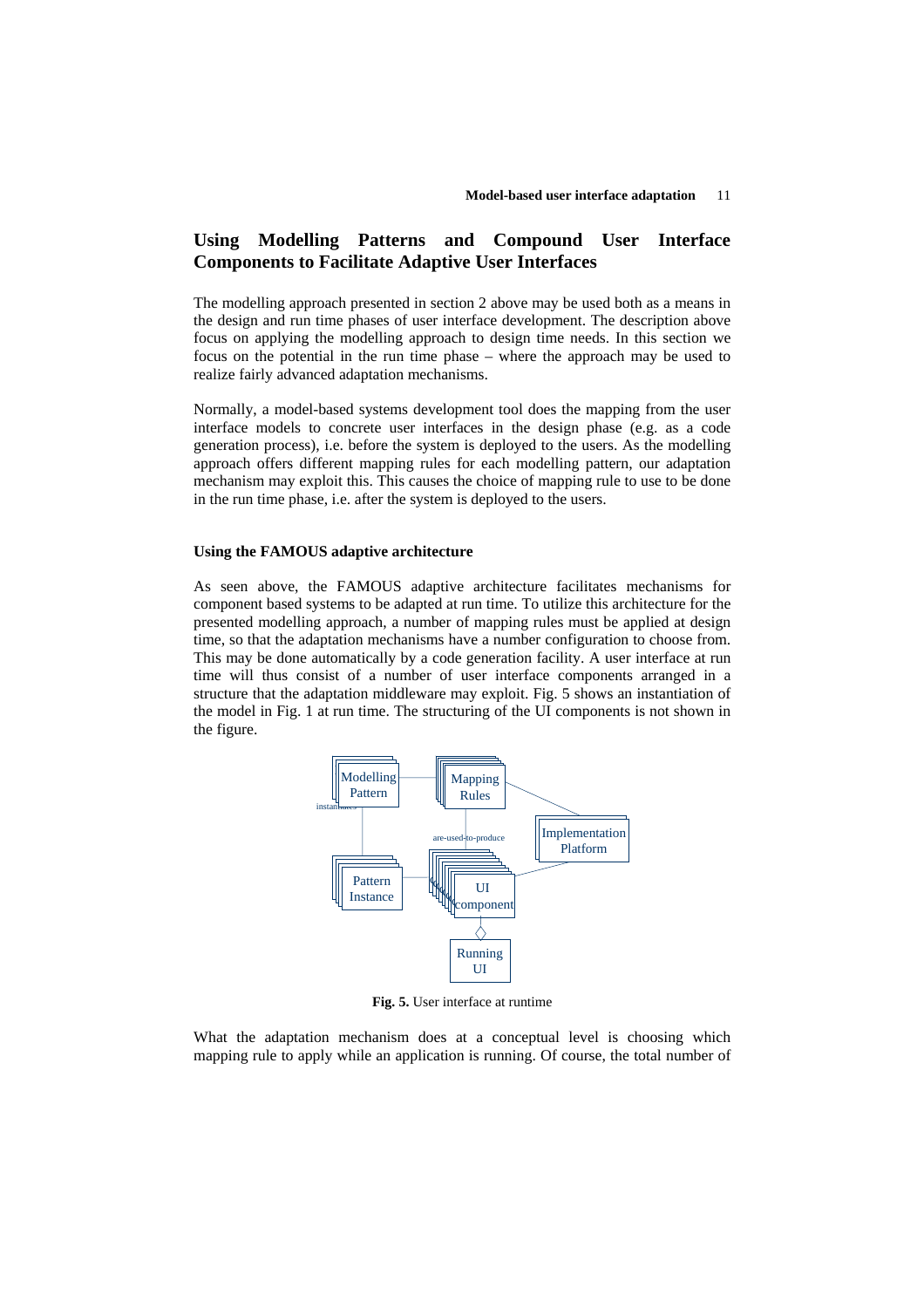## Using Modelling Patterns and Compound User Interface Components to Facilitate Adaptive User Interfaces

The modelling approach presented in section 2 above may be used both as a means in the design and run time phases of user interface development. The description above focus on applying the modelling approach to design time needs. In this section we focus on the potential in the run time phase – where the approach may be used to realize fairly advanced adaptation mechanisms.

Normally, a model-based systems development tool does the mapping from the user interface models to concrete user interfaces in the design phase (e.g. as a code generation process), i.e. before the system is deployed to the users. As the modelling approach offers different mapping rules for each modelling pattern, our adaptation mechanism may exploit this. This causes the choice of mapping rule to use to be done in the run time phase, i.e. after the system is deployed to the users.

### Using the FAMOUS adaptive architecture

As seen above, the FAMOUS adaptive architecture facilitates mechanisms for component based systems to be adapted at run time. To utilize this architecture for the presented modelling approach, a number of mapping rules must be applied at design time, so that the adaptation mechanisms have a number configuration to choose from. This may be done automatically by a code generation facility. A user interface at run time will thus consist of a number of user interface components arranged in a structure that the adaptation middleware may exploit. Fig. 5 shows an instantiation of the model in Fig. 1 at run time. The structuring of the UI components is not shown in the figure.

**Fig. 5.** User interface at runtime

What the adaptation mechanism does at a conceptual level is choosing which mapping rule to apply while an application is running. Of course, the total number of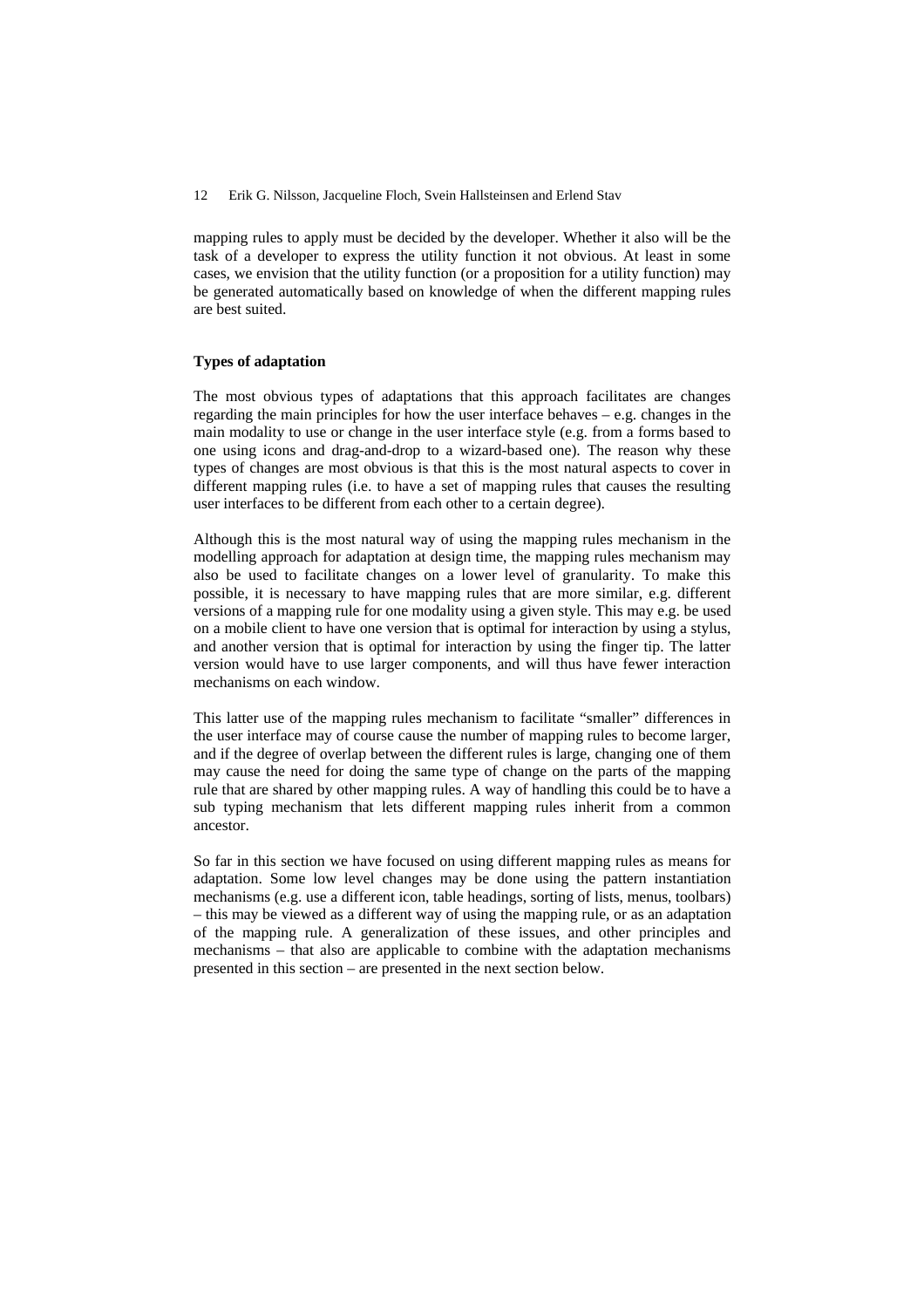mapping rules to apply must be decided by the developer. Whether it also will be the task of a developer to express the utility function it not obvious. At least in some cases, we envision that the utility function (or a proposition for a utility function) may be generated automatically based on knowledge of when the different mapping rules are best suited.

**Types of adaptation**

The most obvious types of adaptations that this approach facilitates are changes regarding the main principles for how the user interface behaves – e.g. changes in the main modality to use or change in the user interface style (e.g. from a forms based to one using icons and drag-and-drop to a wizard-based one). The reason why these types of changes are most obvious is that this is the most natural aspects to cover in different mapping rules (i.e. to have a set of mapping rules that causes the resulting user interfaces to be different from each other to a certain degree).

Although this is the most natural way of using the mapping rules mechanism in the modelling approach for adaptation at design time, the mapping rules mechanism may also be used to facilitate changes on a lower level of granularity. To make this possible, it is necessary to have mapping rules that are more similar, e.g. different versions of a mapping rule for one modality using a given style. This may e.g. be used on a mobile client to have one version that is optimal for interaction by using a stylus, and another version that is optimal for interaction by using the finger tip. The latter version would have to use larger components, and will thus have fewer interaction mechanisms on each window.

This latter use of the mapping rules mechanism to facilitate "smaller" differences in the user interface may of course cause the number of mapping rules to become larger, and if the degree of overlap between the different rules is large, changing one of them may cause the need for doing the same type of change on the parts of the mapping rule that are shared by other mapping rules. A way of handling this could be to have a sub typing mechanism that lets different mapping rules inherit from a common ancestor.

So far in this section we have focused on using different mapping rules as means for adaptation. Some low level changes may be done using the pattern instantiation mechanisms (e.g. use a different icon, table headings, sorting of lists, menus, toolbars) – this may be viewed as a different way of using the mapping rule, or as an adaptation of the mapping rule. A generalization of these issues, and other principles and mechanisms – that also are applicable to combine with the adaptation mechanisms presented in this section – are presented in the next section below.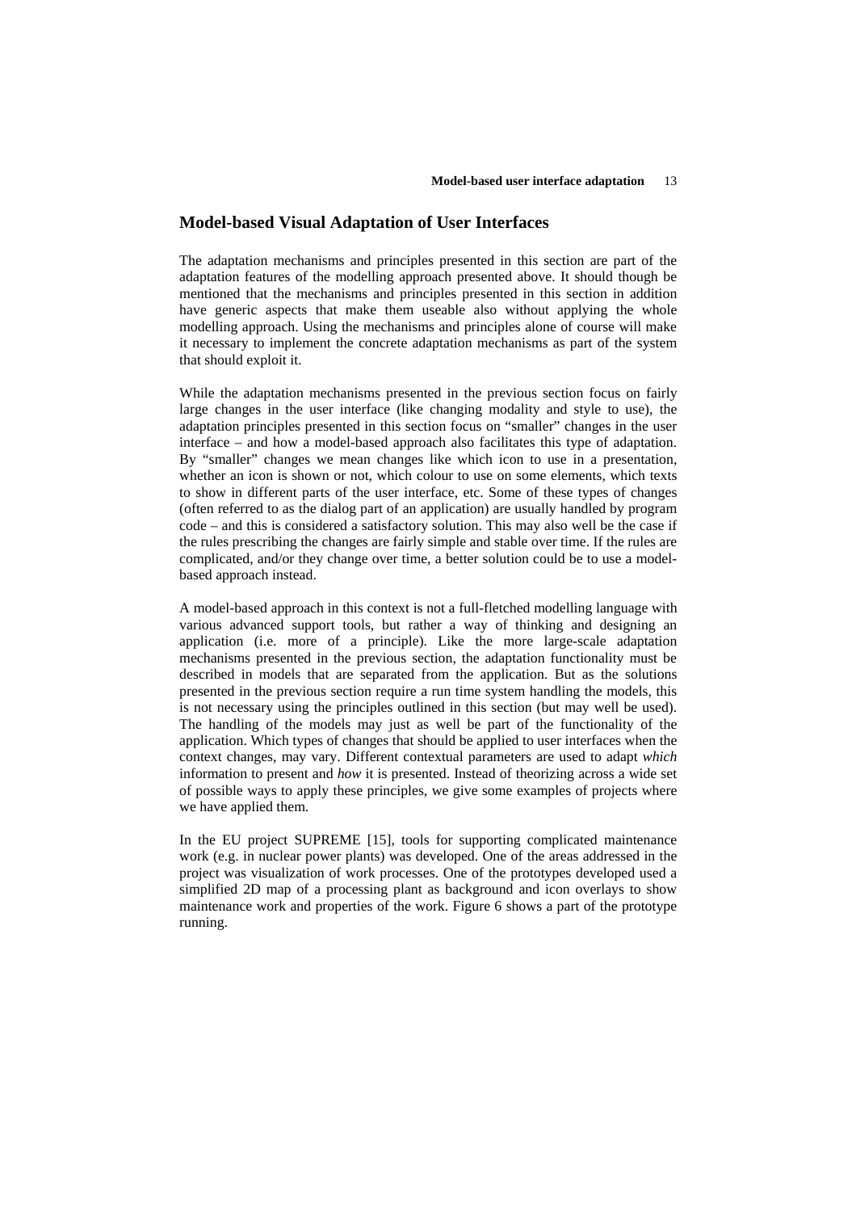## Model-based Visual Adaptation of User Interfaces

The adaptation mechanisms and principles presented in this section are part of the adaptation features of the modelling approach presented above. It should though be mentioned that the mechanisms and principles presented in this section in addition have generic aspects that make them useable also without applying the whole modelling approach. Using the mechanisms and principles alone of course will make it necessary to implement the concrete adaptation mechanisms as part of the system that should exploit it.

While the adaptation mechanisms presented in the previous section focus on fairly large changes in the user interface (like changing modality and style to use), the adaptation principles presented in this section focus on "smaller" changes in the user interface – and how a model-based approach also facilitates this type of adaptation. By "smaller" changes we mean changes like which icon to use in a presentation, whether an icon is shown or not, which colour to use on some elements, which texts to show in different parts of the user interface, etc. Some of these types of changes (often referred to as the dialog part of an application) are usually handled by program code – and this is considered a satisfactory solution. This may also well be the case if the rules prescribing the changes are fairly simple and stable over time. If the rules are complicated, and/or they change over time, a better solution could be to use a model-based approach instead.

A model-based approach in this context is not a full-fletched modelling language with various advanced support tools, but rather a way of thinking and designing an application (i.e. more of a principle). Like the more large-scale adaptation mechanisms presented in the previous section, the adaptation functionality must be described in models that are separated from the application. But as the solutions presented in the previous section require a run time system handling the models, this is not necessary using the principles outlined in this section (but may well be used). The handling of the models may just as well be part of the functionality of the application. Which types of changes that should be applied to user interfaces when the context changes, may vary. Different contextual parameters are used to adapt *which* information to present and *how* it is presented. Instead of theorizing across a wide set of possible ways to apply these principles, we give some examples of projects where we have applied them.

In the EU project SUPREME [15], tools for supporting complicated maintenance work (e.g. in nuclear power plants) was developed. One of the areas addressed in the project was visualization of work processes. One of the prototypes developed used a simplified 2D map of a processing plant as background and icon overlays to show maintenance work and properties of the work. Figure 6 shows a part of the prototype running.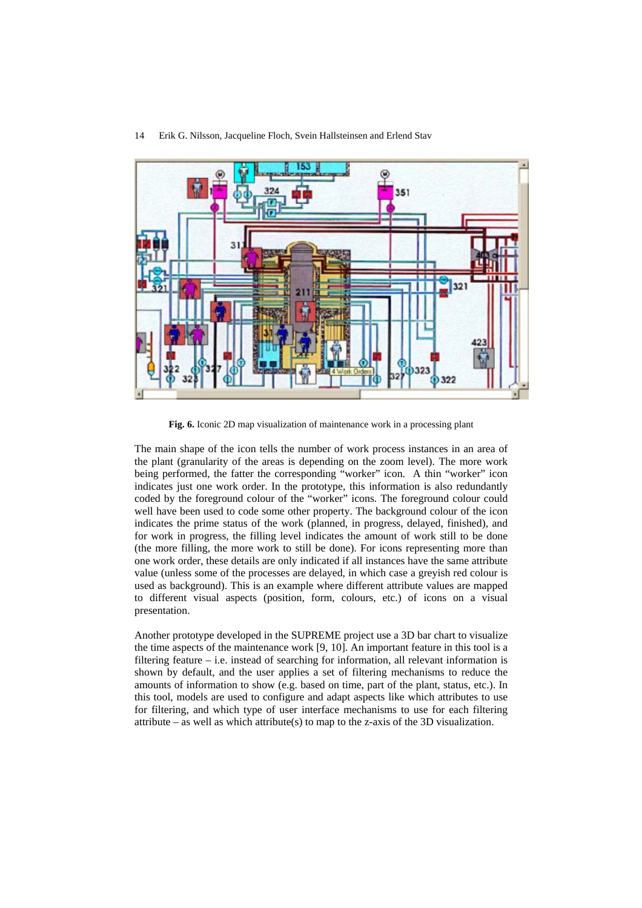**Fig. 6.** Iconic 2D map visualization of maintenance work in a processing plant

The main shape of the icon tells the number of work process instances in an area of the plant (granularity of the areas is depending on the zoom level). The more work being performed, the fatter the corresponding "worker" icon. A thin "worker" icon indicates just one work order. In the prototype, this information is also redundantly coded by the foreground colour of the "worker" icons. The foreground colour could well have been used to code some other property. The background colour of the icon indicates the prime status of the work (planned, in progress, delayed, finished), and for work in progress, the filling level indicates the amount of work still to be done (the more filling, the more work to still be done). For icons representing more than one work order, these details are only indicated if all instances have the same attribute value (unless some of the processes are delayed, in which case a greyish red colour is used as background). This is an example where different attribute values are mapped to different visual aspects (position, form, colours, etc.) of icons on a visual presentation.

Another prototype developed in the SUPREME project use a 3D bar chart to visualize the time aspects of the maintenance work [9, 10]. An important feature in this tool is a filtering feature – i.e. instead of searching for information, all relevant information is shown by default, and the user applies a set of filtering mechanisms to reduce the amounts of information to show (e.g. based on time, part of the plant, status, etc.). In this tool, models are used to configure and adapt aspects like which attributes to use for filtering, and which type of user interface mechanisms to use for each filtering attribute – as well as which attribute(s) to map to the z-axis of the 3D visualization.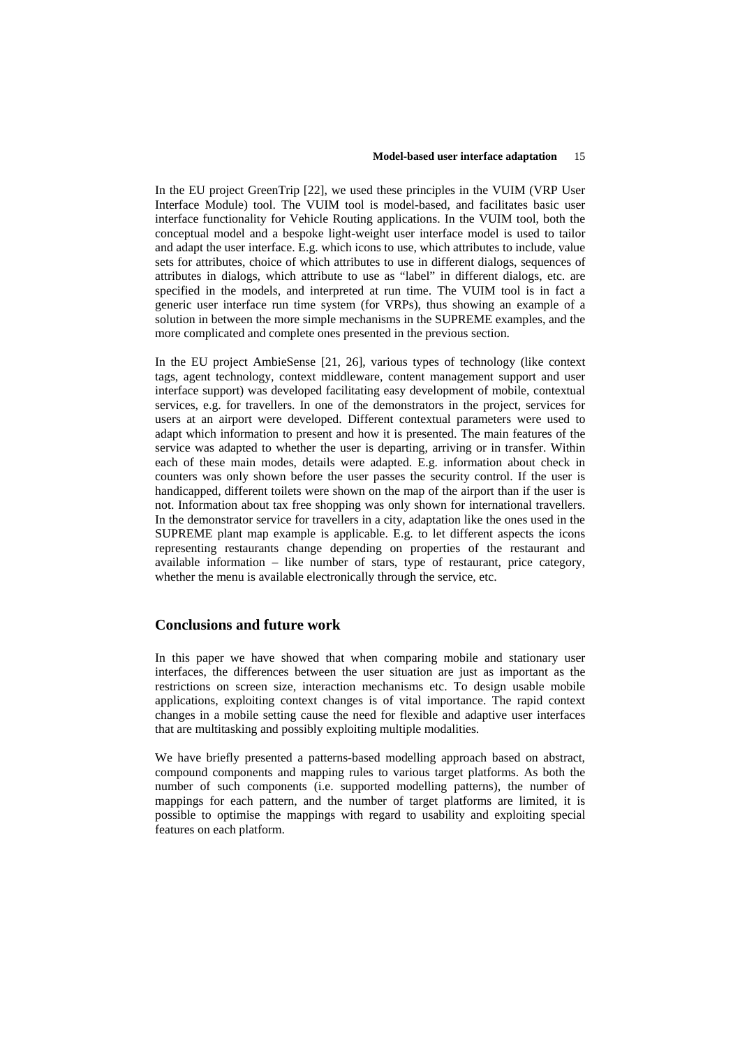In the EU project GreenTrip [22], we used these principles in the VUIM (VRP User Interface Module) tool. The VUIM tool is model-based, and facilitates basic user interface functionality for Vehicle Routing applications. In the VUIM tool, both the conceptual model and a bespoke light-weight user interface model is used to tailor and adapt the user interface. E.g. which icons to use, which attributes to include, value sets for attributes, choice of which attributes to use in different dialogs, sequences of attributes in dialogs, which attribute to use as "label" in different dialogs, etc. are specified in the models, and interpreted at run time. The VUIM tool is in fact a generic user interface run time system (for VRPs), thus showing an example of a solution in between the more simple mechanisms in the SUPREME examples, and the more complicated and complete ones presented in the previous section.

In the EU project AmbieSense [21, 26], various types of technology (like context tags, agent technology, context middleware, content management support and user interface support) was developed facilitating easy development of mobile, contextual services, e.g. for travellers. In one of the demonstrators in the project, services for users at an airport were developed. Different contextual parameters were used to adapt which information to present and how it is presented. The main features of the service was adapted to whether the user is departing, arriving or in transfer. Within each of these main modes, details were adapted. E.g. information about check in counters was only shown before the user passes the security control. If the user is handicapped, different toilets were shown on the map of the airport than if the user is not. Information about tax free shopping was only shown for international travellers. In the demonstrator service for travellers in a city, adaptation like the ones used in the SUPREME plant map example is applicable. E.g. to let different aspects the icons representing restaurants change depending on properties of the restaurant and available information – like number of stars, type of restaurant, price category, whether the menu is available electronically through the service, etc.

## Conclusions and future work

In this paper we have showed that when comparing mobile and stationary user interfaces, the differences between the user situation are just as important as the restrictions on screen size, interaction mechanisms etc. To design usable mobile applications, exploiting context changes is of vital importance. The rapid context changes in a mobile setting cause the need for flexible and adaptive user interfaces that are multitasking and possibly exploiting multiple modalities.

We have briefly presented a patterns-based modelling approach based on abstract, compound components and mapping rules to various target platforms. As both the number of such components (i.e. supported modelling patterns), the number of mappings for each pattern, and the number of target platforms are limited, it is possible to optimise the mappings with regard to usability and exploiting special features on each platform.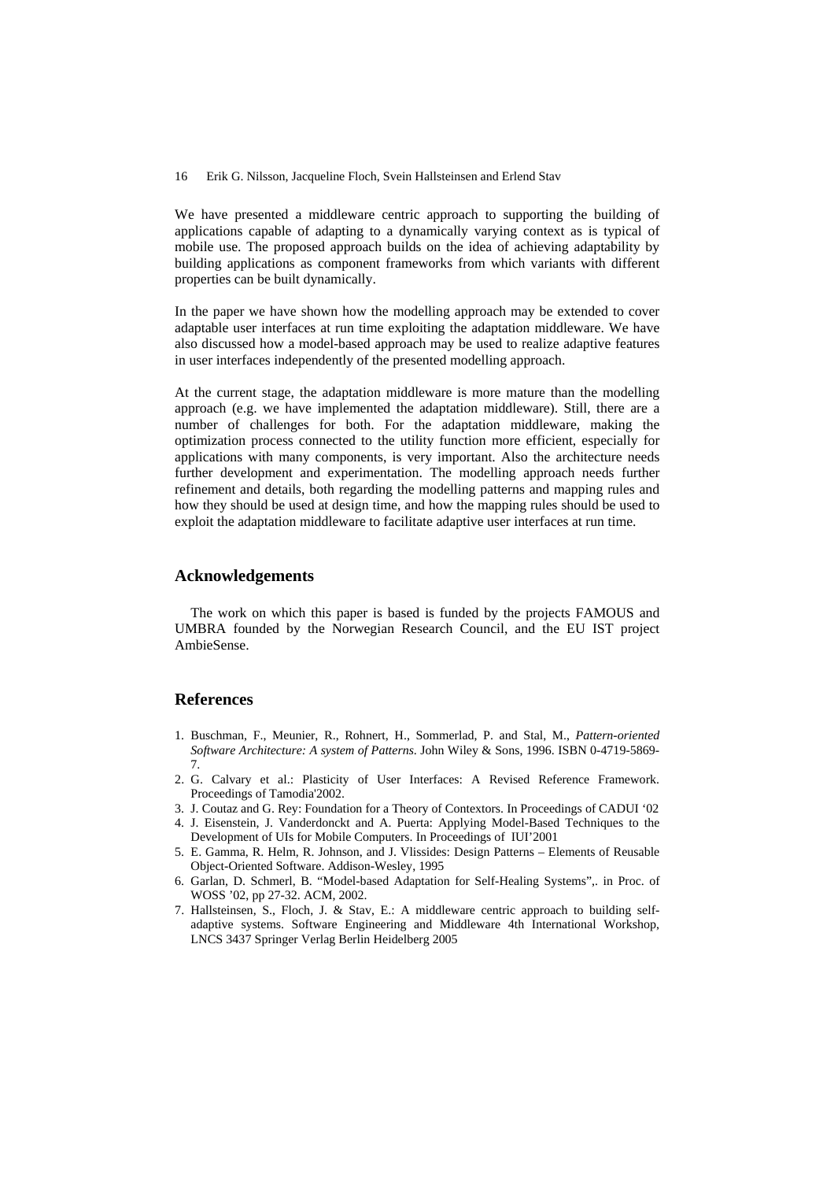We have presented a middleware centric approach to supporting the building of applications capable of adapting to a dynamically varying context as is typical of mobile use. The proposed approach builds on the idea of achieving adaptability by building applications as component frameworks from which variants with different properties can be built dynamically.

In the paper we have shown how the modelling approach may be extended to cover adaptable user interfaces at run time exploiting the adaptation middleware. We have also discussed how a model-based approach may be used to realize adaptive features in user interfaces independently of the presented modelling approach.

At the current stage, the adaptation middleware is more mature than the modelling approach (e.g. we have implemented the adaptation middleware). Still, there are a number of challenges for both. For the adaptation middleware, making the optimization process connected to the utility function more efficient, especially for applications with many components, is very important. Also the architecture needs further development and experimentation. The modelling approach needs further refinement and details, both regarding the modelling patterns and mapping rules and how they should be used at design time, and how the mapping rules should be used to exploit the adaptation middleware to facilitate adaptive user interfaces at run time.

## Acknowledgements

The work on which this paper is based is funded by the projects FAMOUS and UMBRA founded by the Norwegian Research Council, and the EU IST project AmbieSense.

## References

1. Buschman, F., Meunier, R., Rohnert, H., Sommerlad, P. and Stal, M., *Pattern-oriented Software Architecture: A system of Patterns*. John Wiley & Sons, 1996. ISBN 0-4719-5869-7.
2. G. Calvary et al.: Plasticity of User Interfaces: A Revised Reference Framework. Proceedings of Tamodia'2002.
3. J. Coutaz and G. Rey: Foundation for a Theory of Contextors. In Proceedings of CADUI '02
4. J. Eisenstein, J. Vanderdonckt and A. Puerta: Applying Model-Based Techniques to the Development of UIs for Mobile Computers. In Proceedings of IUI'2001
5. E. Gamma, R. Helm, R. Johnson, and J. Vlissides: Design Patterns – Elements of Reusable Object-Oriented Software. Addison-Wesley, 1995
6. Garlan, D. Schmerl, B. "Model-based Adaptation for Self-Healing Systems",. in Proc. of WOSS '02, pp 27-32. ACM, 2002.
7. Hallsteinsen, S., Floch, J. & Stav, E.: A middleware centric approach to building self-adaptive systems. Software Engineering and Middleware 4th International Workshop, LNCS 3437 Springer Verlag Berlin Heidelberg 2005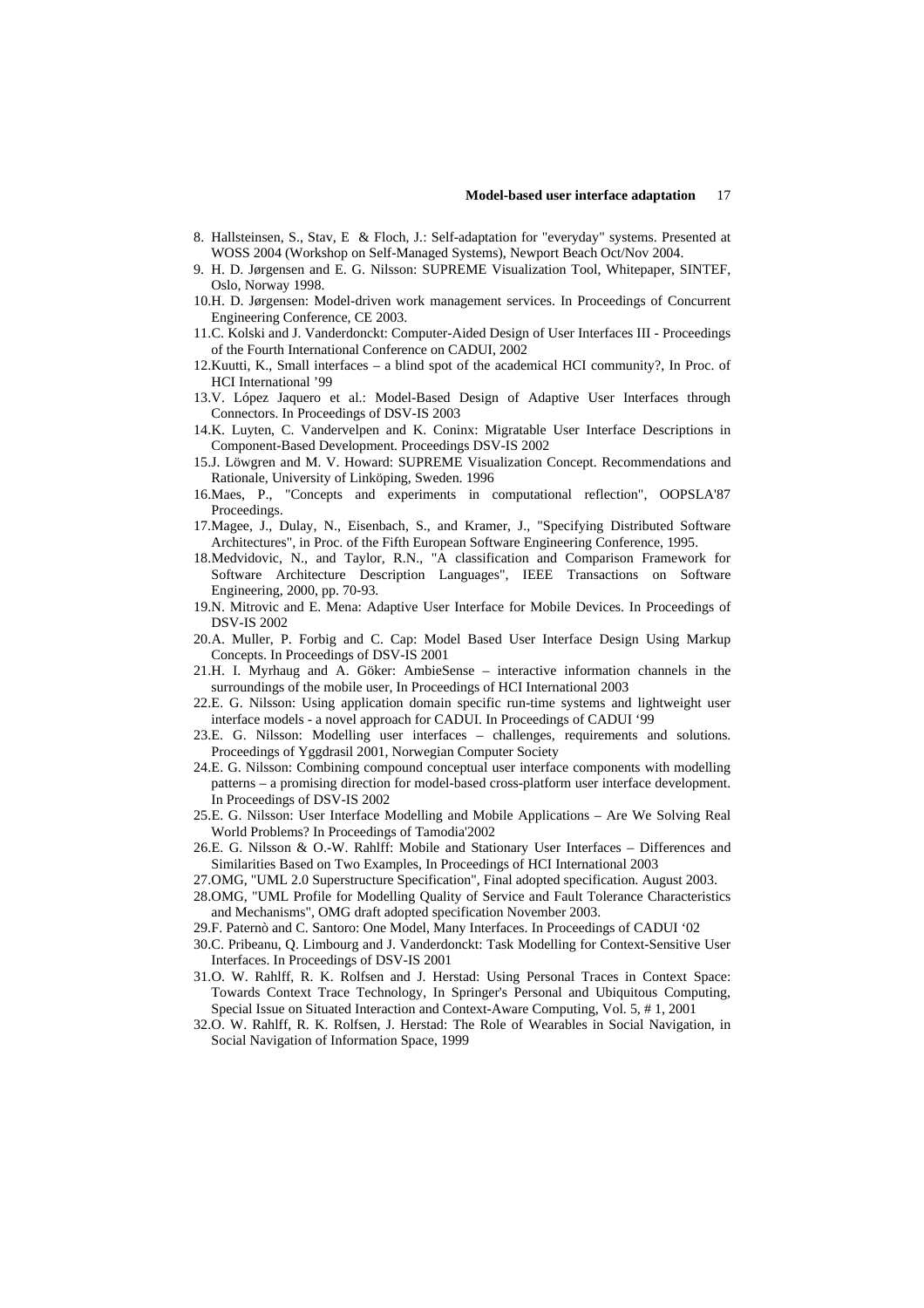8. Hallsteinsen, S., Stav, E & Floch, J.: Self-adaptation for "everyday" systems. Presented at WOSS 2004 (Workshop on Self-Managed Systems), Newport Beach Oct/Nov 2004.
9. H. D. Jørgensen and E. G. Nilsson: SUPREME Visualization Tool, Whitepaper, SINTEF, Oslo, Norway 1998.
10. H. D. Jørgensen: Model-driven work management services. In Proceedings of Concurrent Engineering Conference, CE 2003.
11. C. Kolski and J. Vanderdonckt: Computer-Aided Design of User Interfaces III - Proceedings of the Fourth International Conference on CADUI, 2002
12. Kuutti, K., Small interfaces – a blind spot of the academical HCI community?, In Proc. of HCI International '99
13. V. López Jaquero et al.: Model-Based Design of Adaptive User Interfaces through Connectors. In Proceedings of DSV-IS 2003
14. K. Luyten, C. Vandervelpen and K. Coninx: Migratable User Interface Descriptions in Component-Based Development. Proceedings DSV-IS 2002
15. J. Löwgren and M. V. Howard: SUPREME Visualization Concept. Recommendations and Rationale, University of Linköping, Sweden. 1996
16. Maes, P., "Concepts and experiments in computational reflection", OOPSLA'87 Proceedings.
17. Magee, J., Dulay, N., Eisenbach, S., and Kramer, J., "Specifying Distributed Software Architectures", in Proc. of the Fifth European Software Engineering Conference, 1995.
18. Medvidovic, N., and Taylor, R.N., "A classification and Comparison Framework for Software Architecture Description Languages", IEEE Transactions on Software Engineering, 2000, pp. 70-93.
19. N. Mitrovic and E. Mena: Adaptive User Interface for Mobile Devices. In Proceedings of DSV-IS 2002
20. A. Muller, P. Forbig and C. Cap: Model Based User Interface Design Using Markup Concepts. In Proceedings of DSV-IS 2001
21. H. I. Myrhaug and A. Göker: AmbieSense – interactive information channels in the surroundings of the mobile user, In Proceedings of HCI International 2003
22. E. G. Nilsson: Using application domain specific run-time systems and lightweight user interface models - a novel approach for CADUI. In Proceedings of CADUI '99
23. E. G. Nilsson: Modelling user interfaces – challenges, requirements and solutions. Proceedings of Yggdrasil 2001, Norwegian Computer Society
24. E. G. Nilsson: Combining compound conceptual user interface components with modelling patterns – a promising direction for model-based cross-platform user interface development. In Proceedings of DSV-IS 2002
25. E. G. Nilsson: User Interface Modelling and Mobile Applications – Are We Solving Real World Problems? In Proceedings of Tamodia'2002
26. E. G. Nilsson & O.-W. Rahlff: Mobile and Stationary User Interfaces – Differences and Similarities Based on Two Examples, In Proceedings of HCI International 2003
27. OMG, "UML 2.0 Superstructure Specification", Final adopted specification. August 2003.
28. OMG, "UML Profile for Modelling Quality of Service and Fault Tolerance Characteristics and Mechanisms", OMG draft adopted specification November 2003.
29. F. Paternò and C. Santoro: One Model, Many Interfaces. In Proceedings of CADUI '02
30. C. Pribeanu, Q. Limbourg and J. Vanderdonckt: Task Modelling for Context-Sensitive User Interfaces. In Proceedings of DSV-IS 2001
31. O. W. Rahlff, R. K. Rolfsen and J. Herstad: Using Personal Traces in Context Space: Towards Context Trace Technology, In Springer's Personal and Ubiquitous Computing, Special Issue on Situated Interaction and Context-Aware Computing, Vol. 5, # 1, 2001
32. O. W. Rahlff, R. K. Rolfsen, J. Herstad: The Role of Wearables in Social Navigation, in Social Navigation of Information Space, 1999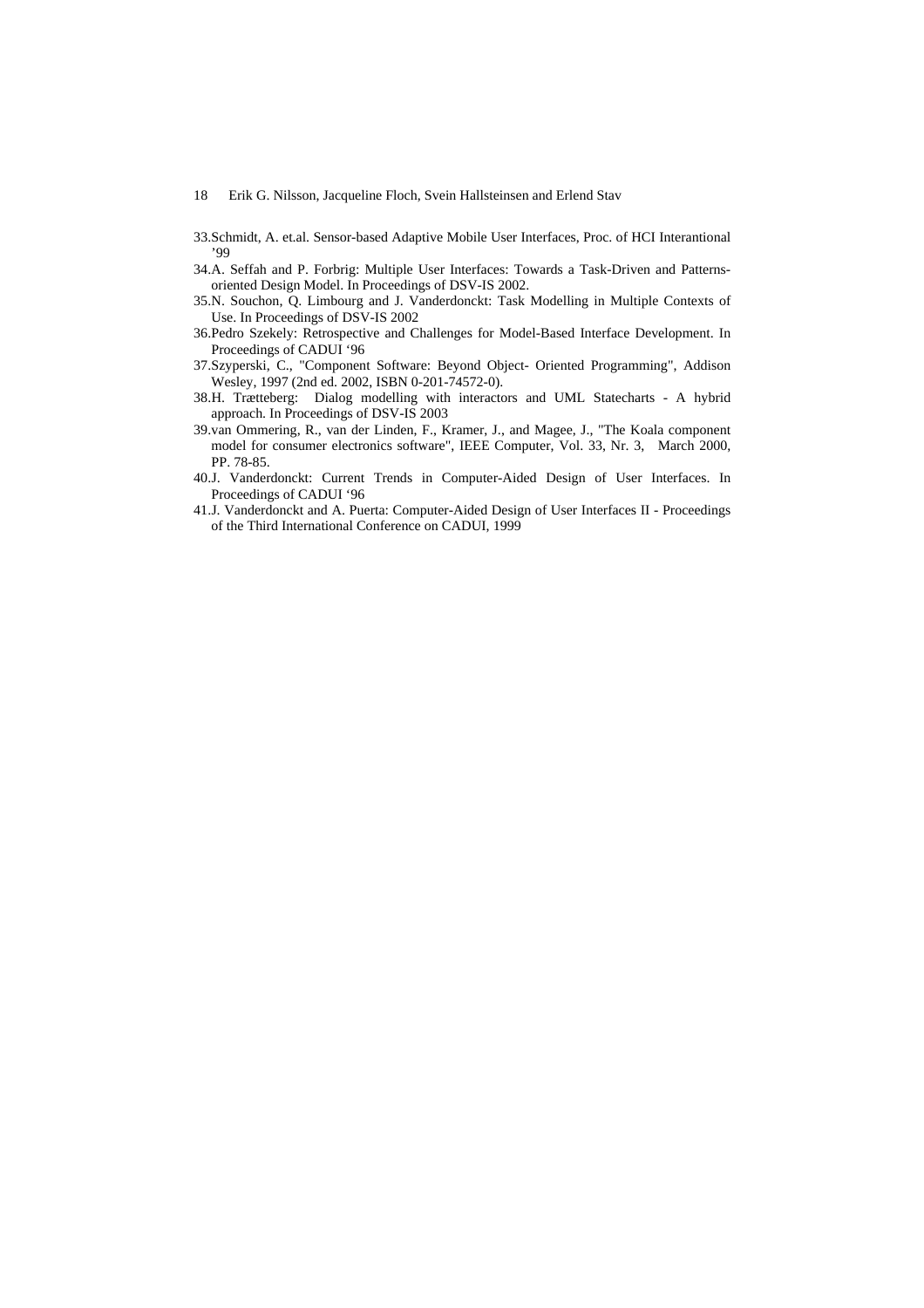33. Schmidt, A. et.al. Sensor-based Adaptive Mobile User Interfaces, Proc. of HCI Interantional '99
34. A. Seffah and P. Forbrig: Multiple User Interfaces: Towards a Task-Driven and Patterns-oriented Design Model. In Proceedings of DSV-IS 2002.
35. N. Souchon, Q. Limbourg and J. Vanderdonckt: Task Modelling in Multiple Contexts of Use. In Proceedings of DSV-IS 2002
36. Pedro Szekely: Retrospective and Challenges for Model-Based Interface Development. In Proceedings of CADUI '96
37. Szyperski, C., "Component Software: Beyond Object- Oriented Programming", Addison Wesley, 1997 (2nd ed. 2002, ISBN 0-201-74572-0).
38. H. Trætteberg: Dialog modelling with interactors and UML Statecharts - A hybrid approach. In Proceedings of DSV-IS 2003
39. van Ommering, R., van der Linden, F., Kramer, J., and Magee, J., "The Koala component model for consumer electronics software", IEEE Computer, Vol. 33, Nr. 3, March 2000, PP. 78-85.
40. J. Vanderdonckt: Current Trends in Computer-Aided Design of User Interfaces. In Proceedings of CADUI '96
41. J. Vanderdonckt and A. Puerta: Computer-Aided Design of User Interfaces II - Proceedings of the Third International Conference on CADUI, 1999